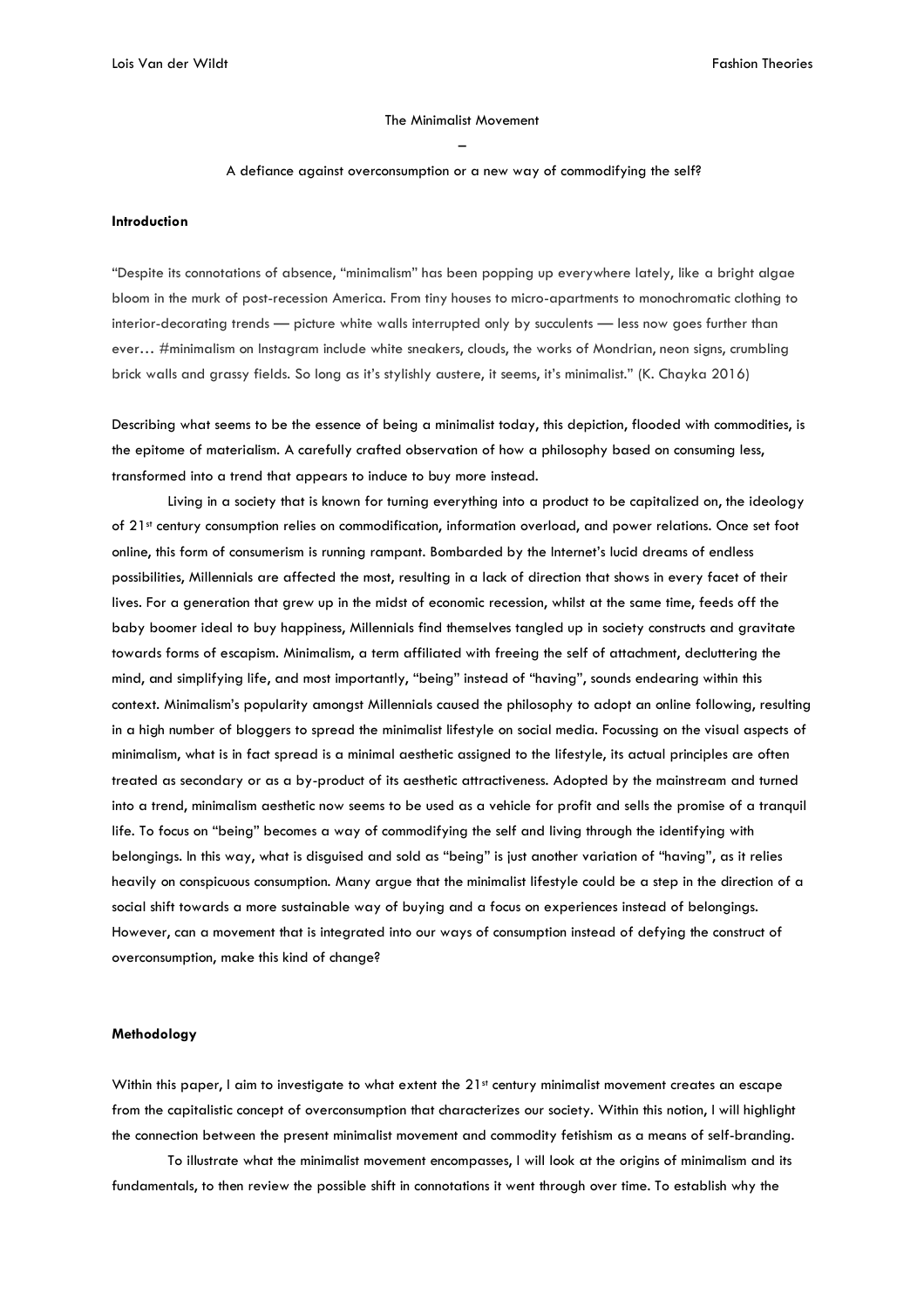The Minimalist Movement

–

A defiance against overconsumption or a new way of commodifying the self?

**Introduction**

"Despite its connotations of absence, "minimalism" has been popping up everywhere lately, like a bright algae bloom in the murk of post-recession America. From tiny houses to micro-apartments to monochromatic clothing to interior-decorating trends — picture white walls interrupted only by succulents — less now goes further than ever… #minimalism on Instagram include white sneakers, clouds, the works of Mondrian, neon signs, crumbling brick walls and grassy fields. So long as it's stylishly austere, it seems, it's minimalist." (K. Chayka 2016)

Describing what seems to be the essence of being a minimalist today, this depiction, flooded with commodities, is the epitome of materialism. A carefully crafted observation of how a philosophy based on consuming less, transformed into a trend that appears to induce to buy more instead.

Living in a society that is known for turning everything into a product to be capitalized on, the ideology of 21st century consumption relies on commodification, information overload, and power relations. Once set foot online, this form of consumerism is running rampant. Bombarded by the Internet's lucid dreams of endless possibilities, Millennials are affected the most, resulting in a lack of direction that shows in every facet of their lives. For a generation that grew up in the midst of economic recession, whilst at the same time, feeds off the baby boomer ideal to buy happiness, Millennials find themselves tangled up in society constructs and gravitate towards forms of escapism. Minimalism, a term affiliated with freeing the self of attachment, decluttering the mind, and simplifying life, and most importantly, "being" instead of "having", sounds endearing within this context. Minimalism's popularity amongst Millennials caused the philosophy to adopt an online following, resulting in a high number of bloggers to spread the minimalist lifestyle on social media. Focussing on the visual aspects of minimalism, what is in fact spread is a minimal aesthetic assigned to the lifestyle, its actual principles are often treated as secondary or as a by-product of its aesthetic attractiveness. Adopted by the mainstream and turned into a trend, minimalism aesthetic now seems to be used as a vehicle for profit and sells the promise of a tranquil life. To focus on "being" becomes a way of commodifying the self and living through the identifying with belongings. In this way, what is disguised and sold as "being" is just another variation of "having", as it relies heavily on conspicuous consumption. Many argue that the minimalist lifestyle could be a step in the direction of a social shift towards a more sustainable way of buying and a focus on experiences instead of belongings. However, can a movement that is integrated into our ways of consumption instead of defying the construct of overconsumption, make this kind of change?

**Methodology**

Within this paper, I aim to investigate to what extent the 21st century minimalist movement creates an escape from the capitalistic concept of overconsumption that characterizes our society. Within this notion, I will highlight the connection between the present minimalist movement and commodity fetishism as a means of self-branding.

To illustrate what the minimalist movement encompasses, I will look at the origins of minimalism and its fundamentals, to then review the possible shift in connotations it went through over time. To establish why the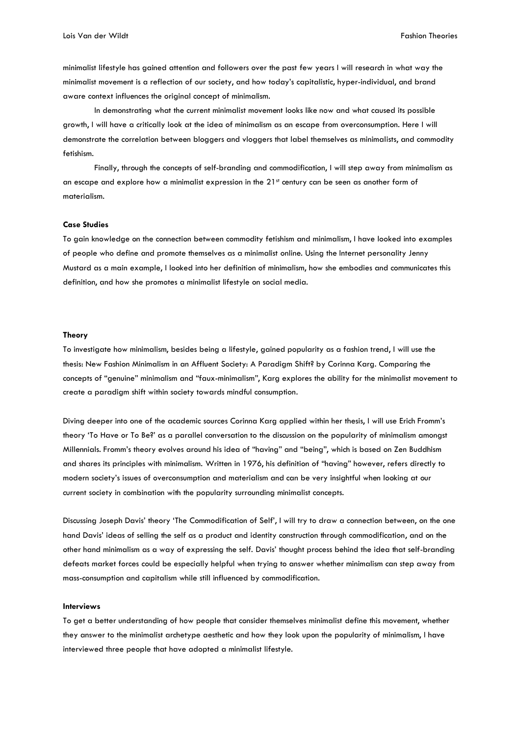minimalist lifestyle has gained attention and followers over the past few years I will research in what way the minimalist movement is a reflection of our society, and how today's capitalistic, hyper-individual, and brand aware context influences the original concept of minimalism.

In demonstrating what the current minimalist movement looks like now and what caused its possible growth, I will have a critically look at the idea of minimalism as an escape from overconsumption. Here I will demonstrate the correlation between bloggers and vloggers that label themselves as minimalists, and commodity fetishism.

Finally, through the concepts of self-branding and commodification, I will step away from minimalism as an escape and explore how a minimalist expression in the 21st century can be seen as another form of materialism.

**Case Studies**

To gain knowledge on the connection between commodity fetishism and minimalism, I have looked into examples of people who define and promote themselves as a minimalist online. Using the Internet personality Jenny Mustard as a main example, I looked into her definition of minimalism, how she embodies and communicates this definition, and how she promotes a minimalist lifestyle on social media.

**Theory**

To investigate how minimalism, besides being a lifestyle, gained popularity as a fashion trend, I will use the thesis: New Fashion Minimalism in an Affluent Society: A Paradigm Shift? by Corinna Karg. Comparing the concepts of "genuine" minimalism and "faux-minimalism", Karg explores the ability for the minimalist movement to create a paradigm shift within society towards mindful consumption.

Diving deeper into one of the academic sources Corinna Karg applied within her thesis, I will use Erich Fromm's theory 'To Have or To Be?' as a parallel conversation to the discussion on the popularity of minimalism amongst Millennials. Fromm's theory evolves around his idea of "having" and "being", which is based on Zen Buddhism and shares its principles with minimalism. Written in 1976, his definition of "having" however, refers directly to modern society's issues of overconsumption and materialism and can be very insightful when looking at our current society in combination with the popularity surrounding minimalist concepts.

Discussing Joseph Davis' theory 'The Commodification of Self', I will try to draw a connection between, on the one hand Davis' ideas of selling the self as a product and identity construction through commodification, and on the other hand minimalism as a way of expressing the self. Davis' thought process behind the idea that self-branding defeats market forces could be especially helpful when trying to answer whether minimalism can step away from mass-consumption and capitalism while still influenced by commodification.

**Interviews**

To get a better understanding of how people that consider themselves minimalist define this movement, whether they answer to the minimalist archetype aesthetic and how they look upon the popularity of minimalism, I have interviewed three people that have adopted a minimalist lifestyle.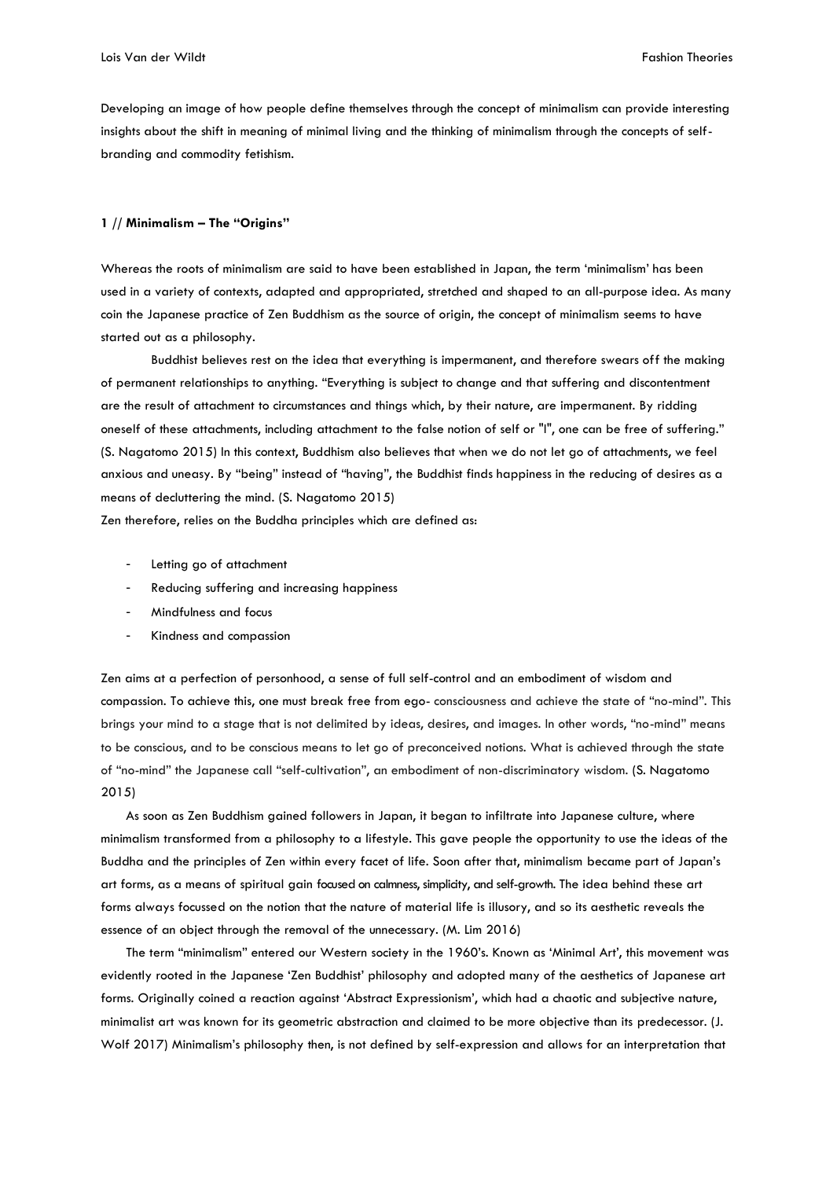Developing an image of how people define themselves through the concept of minimalism can provide interesting insights about the shift in meaning of minimal living and the thinking of minimalism through the concepts of self-branding and commodity fetishism.

### 1 // Minimalism – The "Origins"

Whereas the roots of minimalism are said to have been established in Japan, the term 'minimalism' has been used in a variety of contexts, adapted and appropriated, stretched and shaped to an all-purpose idea. As many coin the Japanese practice of Zen Buddhism as the source of origin, the concept of minimalism seems to have started out as a philosophy.

Buddhist believes rest on the idea that everything is impermanent, and therefore swears off the making of permanent relationships to anything. "Everything is subject to change and that suffering and discontentment are the result of attachment to circumstances and things which, by their nature, are impermanent. By ridding oneself of these attachments, including attachment to the false notion of self or "I", one can be free of suffering." (S. Nagatomo 2015) In this context, Buddhism also believes that when we do not let go of attachments, we feel anxious and uneasy. By "being" instead of "having", the Buddhist finds happiness in the reducing of desires as a means of decluttering the mind. (S. Nagatomo 2015)
Zen therefore, relies on the Buddha principles which are defined as:

- Letting go of attachment
- Reducing suffering and increasing happiness
- Mindfulness and focus
- Kindness and compassion

Zen aims at a perfection of personhood, a sense of full self-control and an embodiment of wisdom and compassion. To achieve this, one must break free from ego- consciousness and achieve the state of "no-mind". This brings your mind to a stage that is not delimited by ideas, desires, and images. In other words, "no-mind" means to be conscious, and to be conscious means to let go of preconceived notions. What is achieved through the state of "no-mind" the Japanese call "self-cultivation", an embodiment of non-discriminatory wisdom. (S. Nagatomo 2015)

As soon as Zen Buddhism gained followers in Japan, it began to infiltrate into Japanese culture, where minimalism transformed from a philosophy to a lifestyle. This gave people the opportunity to use the ideas of the Buddha and the principles of Zen within every facet of life. Soon after that, minimalism became part of Japan's art forms, as a means of spiritual gain focused on calmness, simplicity, and self-growth. The idea behind these art forms always focussed on the notion that the nature of material life is illusory, and so its aesthetic reveals the essence of an object through the removal of the unnecessary. (M. Lim 2016)

The term "minimalism" entered our Western society in the 1960's. Known as 'Minimal Art', this movement was evidently rooted in the Japanese 'Zen Buddhist' philosophy and adopted many of the aesthetics of Japanese art forms. Originally coined a reaction against 'Abstract Expressionism', which had a chaotic and subjective nature, minimalist art was known for its geometric abstraction and claimed to be more objective than its predecessor. (J. Wolf 2017) Minimalism's philosophy then, is not defined by self-expression and allows for an interpretation that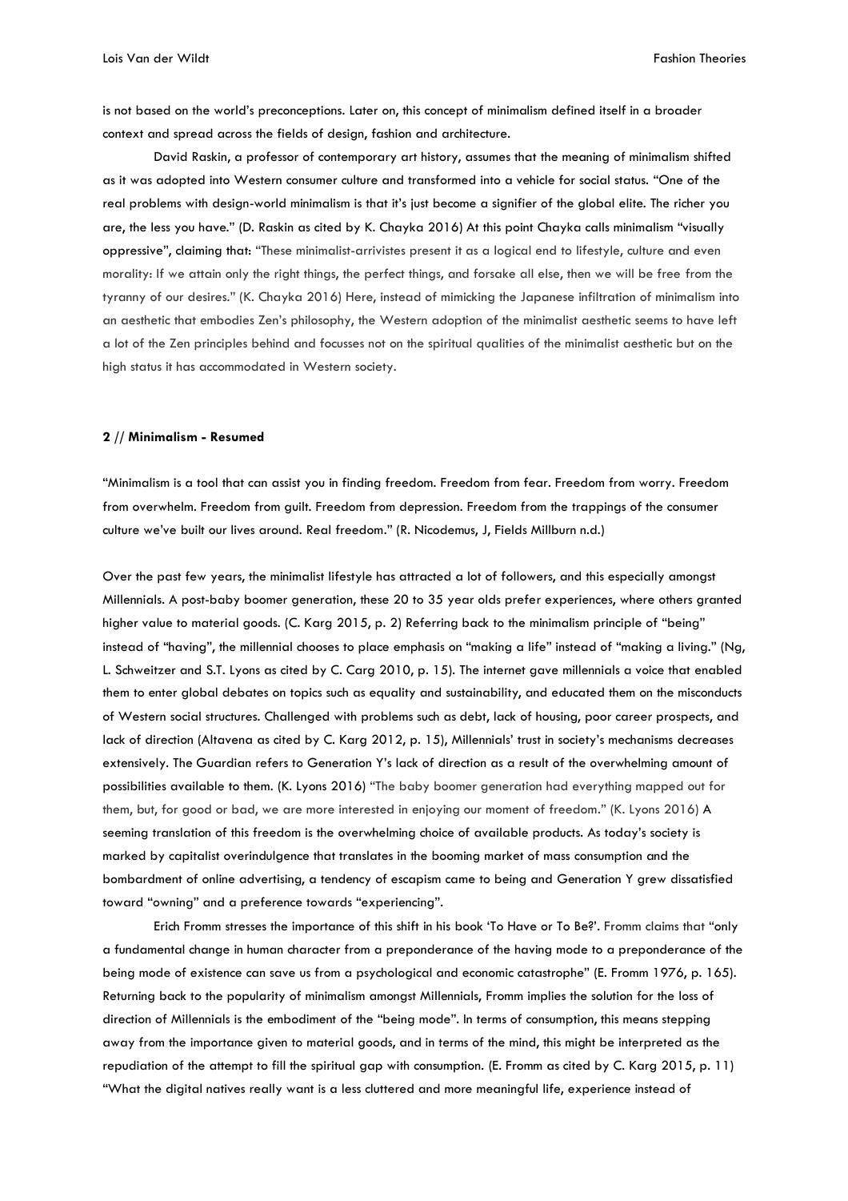is not based on the world's preconceptions. Later on, this concept of minimalism defined itself in a broader context and spread across the fields of design, fashion and architecture.

David Raskin, a professor of contemporary art history, assumes that the meaning of minimalism shifted as it was adopted into Western consumer culture and transformed into a vehicle for social status. "One of the real problems with design-world minimalism is that it's just become a signifier of the global elite. The richer you are, the less you have." (D. Raskin as cited by K. Chayka 2016) At this point Chayka calls minimalism "visually oppressive", claiming that: "These minimalist-arrivistes present it as a logical end to lifestyle, culture and even morality: If we attain only the right things, the perfect things, and forsake all else, then we will be free from the tyranny of our desires." (K. Chayka 2016) Here, instead of mimicking the Japanese infiltration of minimalism into an aesthetic that embodies Zen's philosophy, the Western adoption of the minimalist aesthetic seems to have left a lot of the Zen principles behind and focusses not on the spiritual qualities of the minimalist aesthetic but on the high status it has accommodated in Western society.

### 2 // Minimalism - Resumed

"Minimalism is a tool that can assist you in finding freedom. Freedom from fear. Freedom from worry. Freedom from overwhelm. Freedom from guilt. Freedom from depression. Freedom from the trappings of the consumer culture we've built our lives around. Real freedom." (R. Nicodemus, J, Fields Millburn n.d.)

Over the past few years, the minimalist lifestyle has attracted a lot of followers, and this especially amongst Millennials. A post-baby boomer generation, these 20 to 35 year olds prefer experiences, where others granted higher value to material goods. (C. Karg 2015, p. 2) Referring back to the minimalism principle of "being" instead of "having", the millennial chooses to place emphasis on "making a life" instead of "making a living." (Ng, L. Schweitzer and S.T. Lyons as cited by C. Carg 2010, p. 15). The internet gave millennials a voice that enabled them to enter global debates on topics such as equality and sustainability, and educated them on the misconducts of Western social structures. Challenged with problems such as debt, lack of housing, poor career prospects, and lack of direction (Altavena as cited by C. Karg 2012, p. 15), Millennials' trust in society's mechanisms decreases extensively. The Guardian refers to Generation Y's lack of direction as a result of the overwhelming amount of possibilities available to them. (K. Lyons 2016) "The baby boomer generation had everything mapped out for them, but, for good or bad, we are more interested in enjoying our moment of freedom." (K. Lyons 2016) A seeming translation of this freedom is the overwhelming choice of available products. As today's society is marked by capitalist overindulgence that translates in the booming market of mass consumption and the bombardment of online advertising, a tendency of escapism came to being and Generation Y grew dissatisfied toward "owning" and a preference towards "experiencing".

Erich Fromm stresses the importance of this shift in his book 'To Have or To Be?'. Fromm claims that "only a fundamental change in human character from a preponderance of the having mode to a preponderance of the being mode of existence can save us from a psychological and economic catastrophe" (E. Fromm 1976, p. 165). Returning back to the popularity of minimalism amongst Millennials, Fromm implies the solution for the loss of direction of Millennials is the embodiment of the "being mode". In terms of consumption, this means stepping away from the importance given to material goods, and in terms of the mind, this might be interpreted as the repudiation of the attempt to fill the spiritual gap with consumption. (E. Fromm as cited by C. Karg 2015, p. 11) "What the digital natives really want is a less cluttered and more meaningful life, experience instead of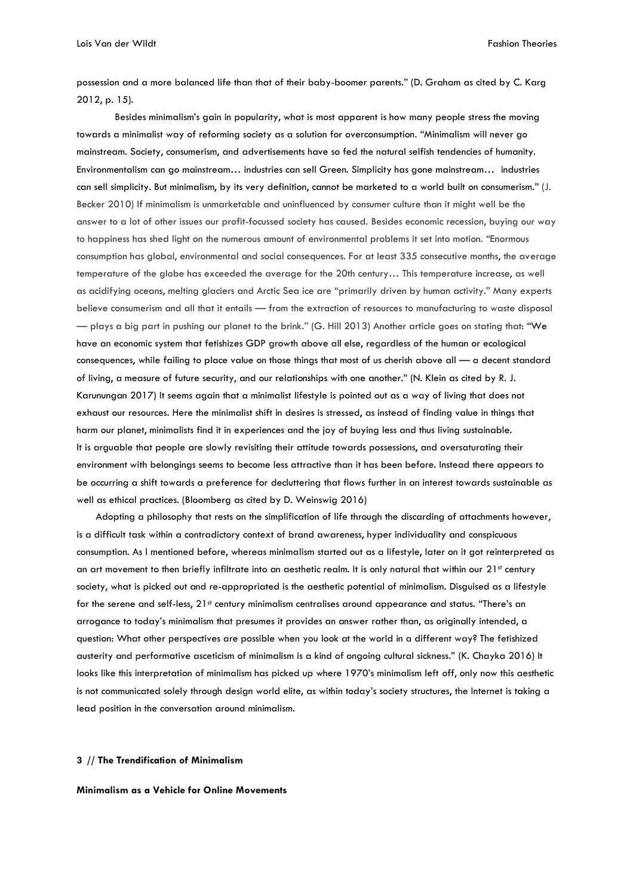possession and a more balanced life than that of their baby-boomer parents." (D. Graham as cited by C. Karg 2012, p. 15).

Besides minimalism's gain in popularity, what is most apparent is how many people stress the moving towards a minimalist way of reforming society as a solution for overconsumption. "Minimalism will never go mainstream. Society, consumerism, and advertisements have so fed the natural selfish tendencies of humanity. Environmentalism can go mainstream… industries can sell Green. Simplicity has gone mainstream… industries can sell simplicity. But minimalism, by its very definition, cannot be marketed to a world built on consumerism." (J. Becker 2010) If minimalism is unmarketable and uninfluenced by consumer culture than it might well be the answer to a lot of other issues our profit-focussed society has caused. Besides economic recession, buying our way to happiness has shed light on the numerous amount of environmental problems it set into motion. "Enormous consumption has global, environmental and social consequences. For at least 335 consecutive months, the average temperature of the globe has exceeded the average for the 20th century… This temperature increase, as well as acidifying oceans, melting glaciers and Arctic Sea ice are "primarily driven by human activity." Many experts believe consumerism and all that it entails — from the extraction of resources to manufacturing to waste disposal — plays a big part in pushing our planet to the brink." (G. Hill 2013) Another article goes on stating that: "We have an economic system that fetishizes GDP growth above all else, regardless of the human or ecological consequences, while failing to place value on those things that most of us cherish above all — a decent standard of living, a measure of future security, and our relationships with one another." (N. Klein as cited by R. J. Karunungan 2017) It seems again that a minimalist lifestyle is pointed out as a way of living that does not exhaust our resources. Here the minimalist shift in desires is stressed, as instead of finding value in things that harm our planet, minimalists find it in experiences and the joy of buying less and thus living sustainable.
It is arguable that people are slowly revisiting their attitude towards possessions, and oversaturating their environment with belongings seems to become less attractive than it has been before. Instead there appears to be occurring a shift towards a preference for decluttering that flows further in an interest towards sustainable as well as ethical practices. (Bloomberg as cited by D. Weinswig 2016)

Adopting a philosophy that rests on the simplification of life through the discarding of attachments however, is a difficult task within a contradictory context of brand awareness, hyper individuality and conspicuous consumption. As I mentioned before, whereas minimalism started out as a lifestyle, later on it got reinterpreted as an art movement to then briefly infiltrate into an aesthetic realm. It is only natural that within our 21st century society, what is picked out and re-appropriated is the aesthetic potential of minimalism. Disguised as a lifestyle for the serene and self-less, 21st century minimalism centralises around appearance and status. "There's an arrogance to today's minimalism that presumes it provides an answer rather than, as originally intended, a question: What other perspectives are possible when you look at the world in a different way? The fetishized austerity and performative asceticism of minimalism is a kind of ongoing cultural sickness." (K. Chayka 2016) It looks like this interpretation of minimalism has picked up where 1970's minimalism left off, only now this aesthetic is not communicated solely through design world elite, as within today's society structures, the Internet is taking a lead position in the conversation around minimalism.

## 3 // The Trendification of Minimalism

### Minimalism as a Vehicle for Online Movements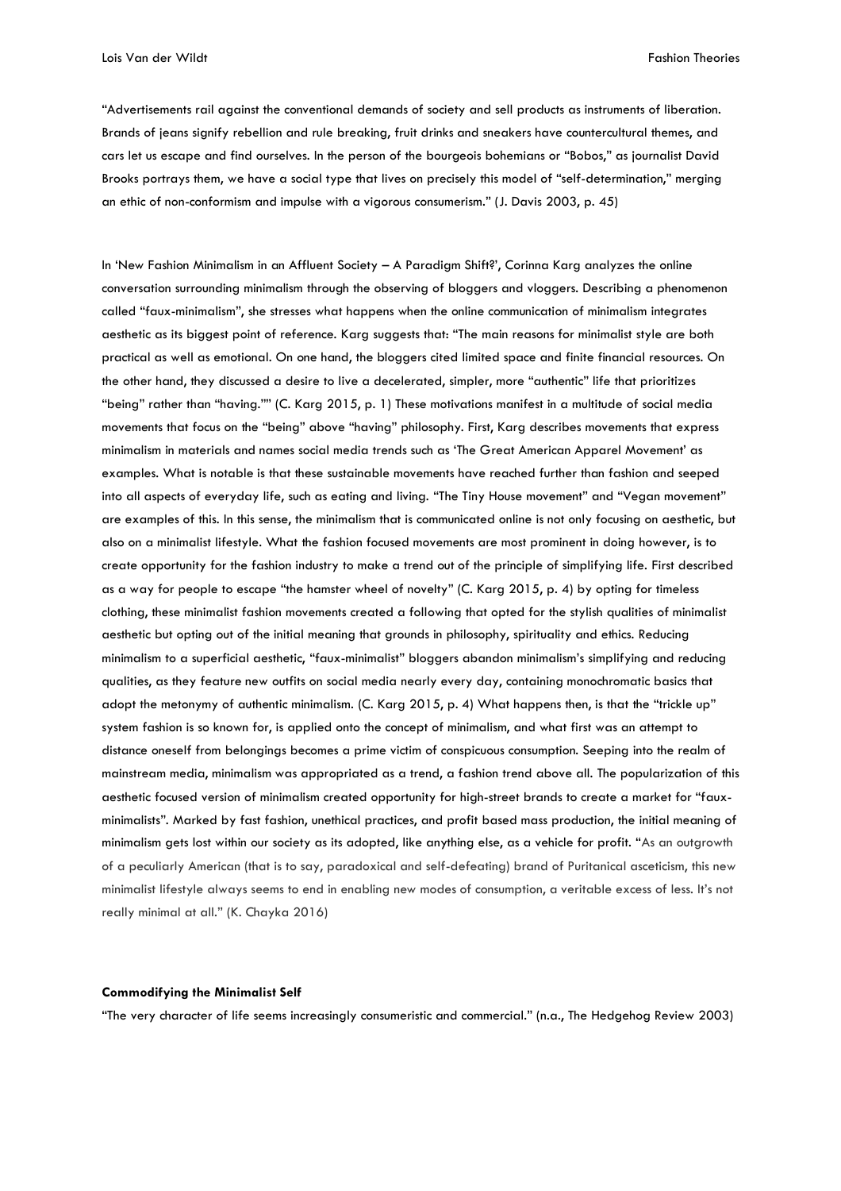"Advertisements rail against the conventional demands of society and sell products as instruments of liberation. Brands of jeans signify rebellion and rule breaking, fruit drinks and sneakers have countercultural themes, and cars let us escape and find ourselves. In the person of the bourgeois bohemians or "Bobos," as journalist David Brooks portrays them, we have a social type that lives on precisely this model of "self-determination," merging an ethic of non-conformism and impulse with a vigorous consumerism." (J. Davis 2003, p. 45)

In 'New Fashion Minimalism in an Affluent Society – A Paradigm Shift?', Corinna Karg analyzes the online conversation surrounding minimalism through the observing of bloggers and vloggers. Describing a phenomenon called "faux-minimalism", she stresses what happens when the online communication of minimalism integrates aesthetic as its biggest point of reference. Karg suggests that: "The main reasons for minimalist style are both practical as well as emotional. On one hand, the bloggers cited limited space and finite financial resources. On the other hand, they discussed a desire to live a decelerated, simpler, more "authentic" life that prioritizes "being" rather than "having."" (C. Karg 2015, p. 1) These motivations manifest in a multitude of social media movements that focus on the "being" above "having" philosophy. First, Karg describes movements that express minimalism in materials and names social media trends such as 'The Great American Apparel Movement' as examples. What is notable is that these sustainable movements have reached further than fashion and seeped into all aspects of everyday life, such as eating and living. "The Tiny House movement" and "Vegan movement" are examples of this. In this sense, the minimalism that is communicated online is not only focusing on aesthetic, but also on a minimalist lifestyle. What the fashion focused movements are most prominent in doing however, is to create opportunity for the fashion industry to make a trend out of the principle of simplifying life. First described as a way for people to escape "the hamster wheel of novelty" (C. Karg 2015, p. 4) by opting for timeless clothing, these minimalist fashion movements created a following that opted for the stylish qualities of minimalist aesthetic but opting out of the initial meaning that grounds in philosophy, spirituality and ethics. Reducing minimalism to a superficial aesthetic, "faux-minimalist" bloggers abandon minimalism's simplifying and reducing qualities, as they feature new outfits on social media nearly every day, containing monochromatic basics that adopt the metonymy of authentic minimalism. (C. Karg 2015, p. 4) What happens then, is that the "trickle up" system fashion is so known for, is applied onto the concept of minimalism, and what first was an attempt to distance oneself from belongings becomes a prime victim of conspicuous consumption. Seeping into the realm of mainstream media, minimalism was appropriated as a trend, a fashion trend above all. The popularization of this aesthetic focused version of minimalism created opportunity for high-street brands to create a market for "faux-minimalists". Marked by fast fashion, unethical practices, and profit based mass production, the initial meaning of minimalism gets lost within our society as its adopted, like anything else, as a vehicle for profit. "As an outgrowth of a peculiarly American (that is to say, paradoxical and self-defeating) brand of Puritanical asceticism, this new minimalist lifestyle always seems to end in enabling new modes of consumption, a veritable excess of less. It's not really minimal at all." (K. Chayka 2016)

**Commodifying the Minimalist Self**

"The very character of life seems increasingly consumeristic and commercial." (n.a., The Hedgehog Review 2003)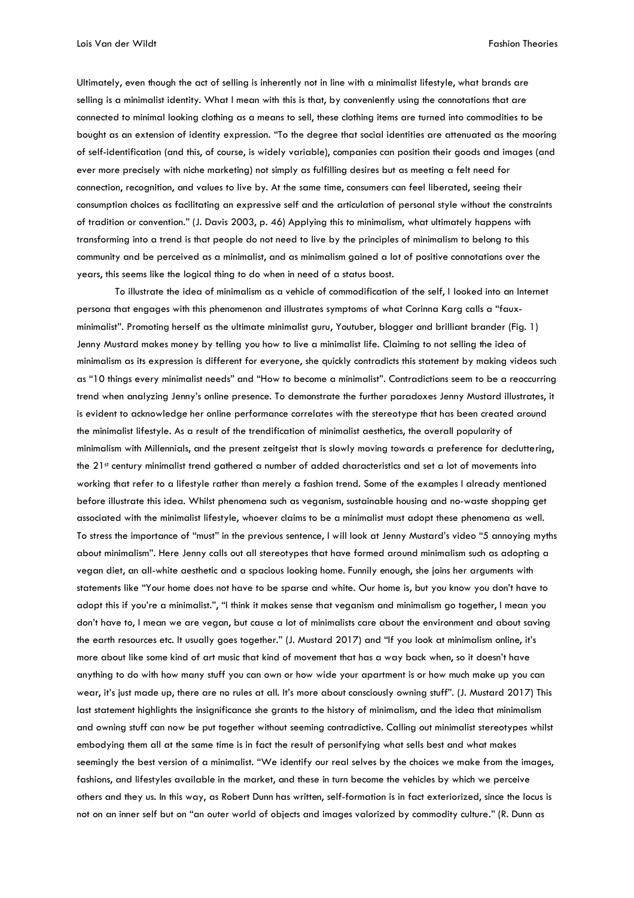Ultimately, even though the act of selling is inherently not in line with a minimalist lifestyle, what brands are selling is a minimalist identity. What I mean with this is that, by conveniently using the connotations that are connected to minimal looking clothing as a means to sell, these clothing items are turned into commodities to be bought as an extension of identity expression. "To the degree that social identities are attenuated as the mooring of self-identification (and this, of course, is widely variable), companies can position their goods and images (and ever more precisely with niche marketing) not simply as fulfilling desires but as meeting a felt need for connection, recognition, and values to live by. At the same time, consumers can feel liberated, seeing their consumption choices as facilitating an expressive self and the articulation of personal style without the constraints of tradition or convention." (J. Davis 2003, p. 46) Applying this to minimalism, what ultimately happens with transforming into a trend is that people do not need to live by the principles of minimalism to belong to this community and be perceived as a minimalist, and as minimalism gained a lot of positive connotations over the years, this seems like the logical thing to do when in need of a status boost.

To illustrate the idea of minimalism as a vehicle of commodification of the self, I looked into an Internet persona that engages with this phenomenon and illustrates symptoms of what Corinna Karg calls a "faux-minimalist". Promoting herself as the ultimate minimalist guru, Youtuber, blogger and brilliant brander (Fig. 1) Jenny Mustard makes money by telling you how to live a minimalist life. Claiming to not selling the idea of minimalism as its expression is different for everyone, she quickly contradicts this statement by making videos such as "10 things every minimalist needs" and "How to become a minimalist". Contradictions seem to be a reoccurring trend when analyzing Jenny's online presence. To demonstrate the further paradoxes Jenny Mustard illustrates, it is evident to acknowledge her online performance correlates with the stereotype that has been created around the minimalist lifestyle. As a result of the trendification of minimalist aesthetics, the overall popularity of minimalism with Millennials, and the present zeitgeist that is slowly moving towards a preference for decluttering, the 21st century minimalist trend gathered a number of added characteristics and set a lot of movements into working that refer to a lifestyle rather than merely a fashion trend. Some of the examples I already mentioned before illustrate this idea. Whilst phenomena such as veganism, sustainable housing and no-waste shopping get associated with the minimalist lifestyle, whoever claims to be a minimalist must adopt these phenomena as well. To stress the importance of "must" in the previous sentence, I will look at Jenny Mustard's video "5 annoying myths about minimalism". Here Jenny calls out all stereotypes that have formed around minimalism such as adopting a vegan diet, an all-white aesthetic and a spacious looking home. Funnily enough, she joins her arguments with statements like "Your home does not have to be sparse and white. Our home is, but you know you don't have to adopt this if you're a minimalist.", "I think it makes sense that veganism and minimalism go together, I mean you don't have to, I mean we are vegan, but cause a lot of minimalists care about the environment and about saving the earth resources etc. It usually goes together." (J. Mustard 2017) and "If you look at minimalism online, it's more about like some kind of art music that kind of movement that has a way back when, so it doesn't have anything to do with how many stuff you can own or how wide your apartment is or how much make up you can wear, it's just made up, there are no rules at all. It's more about consciously owning stuff". (J. Mustard 2017) This last statement highlights the insignificance she grants to the history of minimalism, and the idea that minimalism and owning stuff can now be put together without seeming contradictive. Calling out minimalist stereotypes whilst embodying them all at the same time is in fact the result of personifying what sells best and what makes seemingly the best version of a minimalist. "We identify our real selves by the choices we make from the images, fashions, and lifestyles available in the market, and these in turn become the vehicles by which we perceive others and they us. In this way, as Robert Dunn has written, self-formation is in fact exteriorized, since the locus is not on an inner self but on "an outer world of objects and images valorized by commodity culture." (R. Dunn as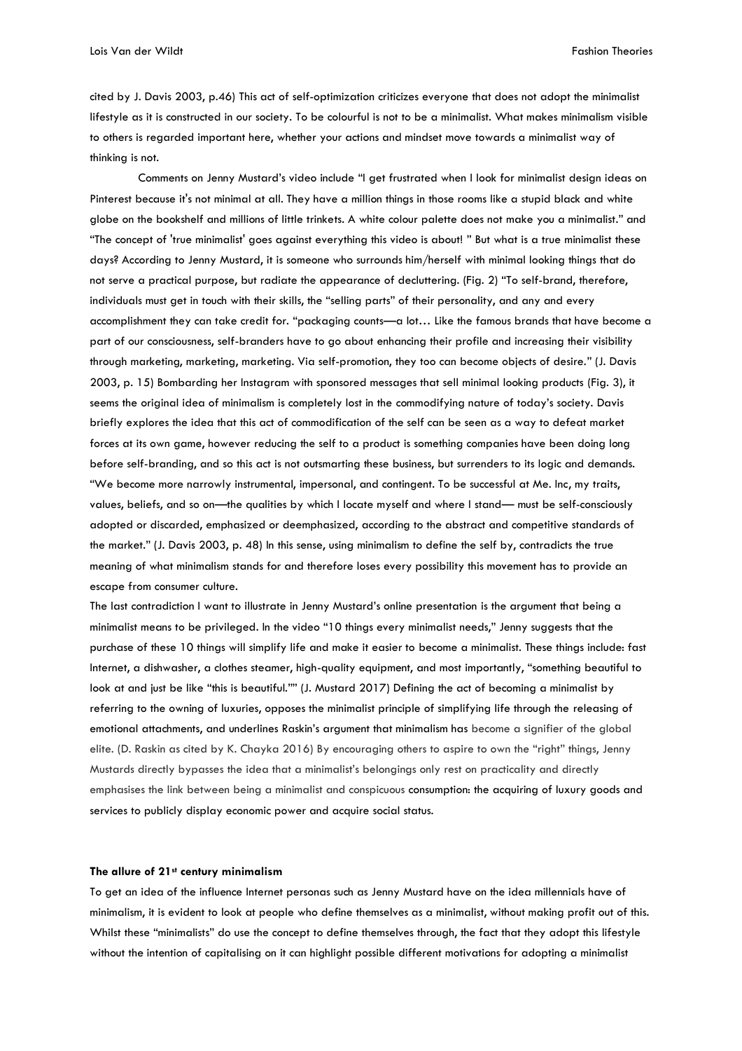cited by J. Davis 2003, p.46) This act of self-optimization criticizes everyone that does not adopt the minimalist lifestyle as it is constructed in our society. To be colourful is not to be a minimalist. What makes minimalism visible to others is regarded important here, whether your actions and mindset move towards a minimalist way of thinking is not.

Comments on Jenny Mustard's video include "I get frustrated when I look for minimalist design ideas on Pinterest because it's not minimal at all. They have a million things in those rooms like a stupid black and white globe on the bookshelf and millions of little trinkets. A white colour palette does not make you a minimalist." and "The concept of 'true minimalist' goes against everything this video is about! " But what is a true minimalist these days? According to Jenny Mustard, it is someone who surrounds him/herself with minimal looking things that do not serve a practical purpose, but radiate the appearance of decluttering. (Fig. 2) "To self-brand, therefore, individuals must get in touch with their skills, the "selling parts" of their personality, and any and every accomplishment they can take credit for. "packaging counts—a lot… Like the famous brands that have become a part of our consciousness, self-branders have to go about enhancing their profile and increasing their visibility through marketing, marketing, marketing. Via self-promotion, they too can become objects of desire." (J. Davis 2003, p. 15) Bombarding her Instagram with sponsored messages that sell minimal looking products (Fig. 3), it seems the original idea of minimalism is completely lost in the commodifying nature of today's society. Davis briefly explores the idea that this act of commodification of the self can be seen as a way to defeat market forces at its own game, however reducing the self to a product is something companies have been doing long before self-branding, and so this act is not outsmarting these business, but surrenders to its logic and demands. "We become more narrowly instrumental, impersonal, and contingent. To be successful at Me. Inc, my traits, values, beliefs, and so on—the qualities by which I locate myself and where I stand— must be self-consciously adopted or discarded, emphasized or deemphasized, according to the abstract and competitive standards of the market." (J. Davis 2003, p. 48) In this sense, using minimalism to define the self by, contradicts the true meaning of what minimalism stands for and therefore loses every possibility this movement has to provide an escape from consumer culture.

The last contradiction I want to illustrate in Jenny Mustard's online presentation is the argument that being a minimalist means to be privileged. In the video "10 things every minimalist needs," Jenny suggests that the purchase of these 10 things will simplify life and make it easier to become a minimalist. These things include: fast Internet, a dishwasher, a clothes steamer, high-quality equipment, and most importantly, "something beautiful to look at and just be like "this is beautiful."" (J. Mustard 2017) Defining the act of becoming a minimalist by referring to the owning of luxuries, opposes the minimalist principle of simplifying life through the releasing of emotional attachments, and underlines Raskin's argument that minimalism has become a signifier of the global elite. (D. Raskin as cited by K. Chayka 2016) By encouraging others to aspire to own the "right" things, Jenny Mustards directly bypasses the idea that a minimalist's belongings only rest on practicality and directly emphasises the link between being a minimalist and conspicuous consumption: the acquiring of luxury goods and services to publicly display economic power and acquire social status.

**The allure of 21st century minimalism**

To get an idea of the influence Internet personas such as Jenny Mustard have on the idea millennials have of minimalism, it is evident to look at people who define themselves as a minimalist, without making profit out of this. Whilst these "minimalists" do use the concept to define themselves through, the fact that they adopt this lifestyle without the intention of capitalising on it can highlight possible different motivations for adopting a minimalist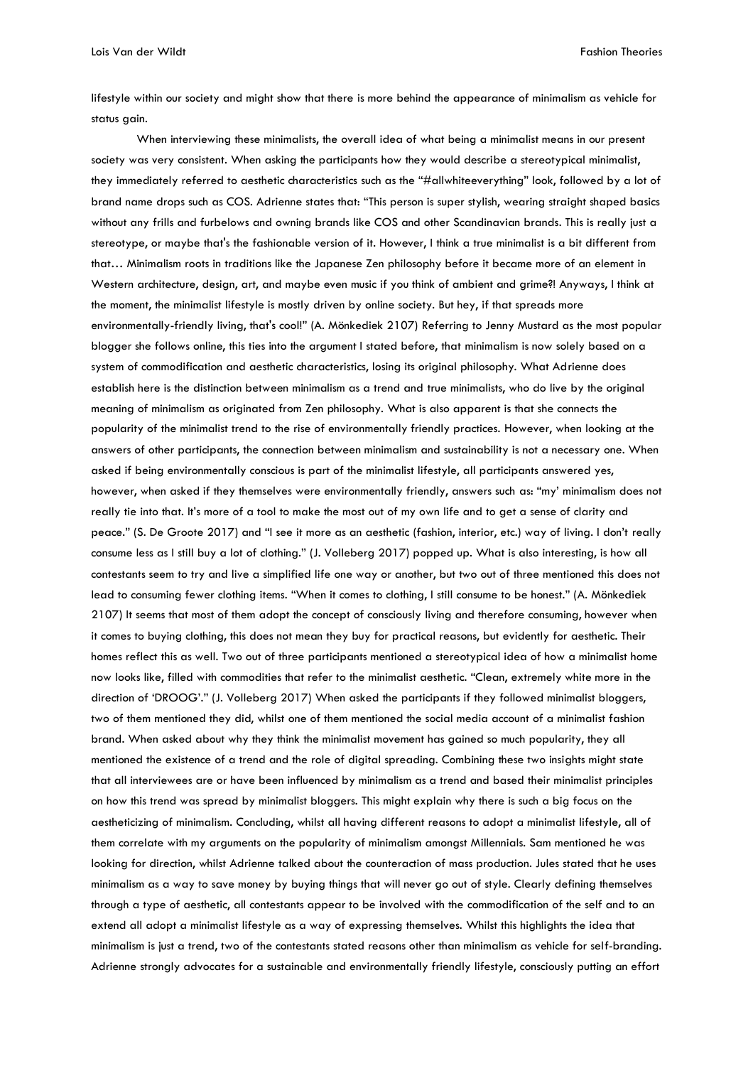lifestyle within our society and might show that there is more behind the appearance of minimalism as vehicle for status gain.

When interviewing these minimalists, the overall idea of what being a minimalist means in our present society was very consistent. When asking the participants how they would describe a stereotypical minimalist, they immediately referred to aesthetic characteristics such as the "#allwhiteeverything" look, followed by a lot of brand name drops such as COS. Adrienne states that: "This person is super stylish, wearing straight shaped basics without any frills and furbelows and owning brands like COS and other Scandinavian brands. This is really just a stereotype, or maybe that's the fashionable version of it. However, I think a true minimalist is a bit different from that… Minimalism roots in traditions like the Japanese Zen philosophy before it became more of an element in Western architecture, design, art, and maybe even music if you think of ambient and grime?! Anyways, I think at the moment, the minimalist lifestyle is mostly driven by online society. But hey, if that spreads more environmentally-friendly living, that's cool!" (A. Mönkediek 2107) Referring to Jenny Mustard as the most popular blogger she follows online, this ties into the argument I stated before, that minimalism is now solely based on a system of commodification and aesthetic characteristics, losing its original philosophy. What Adrienne does establish here is the distinction between minimalism as a trend and true minimalists, who do live by the original meaning of minimalism as originated from Zen philosophy. What is also apparent is that she connects the popularity of the minimalist trend to the rise of environmentally friendly practices. However, when looking at the answers of other participants, the connection between minimalism and sustainability is not a necessary one. When asked if being environmentally conscious is part of the minimalist lifestyle, all participants answered yes, however, when asked if they themselves were environmentally friendly, answers such as: "my' minimalism does not really tie into that. It's more of a tool to make the most out of my own life and to get a sense of clarity and peace." (S. De Groote 2017) and "I see it more as an aesthetic (fashion, interior, etc.) way of living. I don't really consume less as I still buy a lot of clothing." (J. Volleberg 2017) popped up. What is also interesting, is how all contestants seem to try and live a simplified life one way or another, but two out of three mentioned this does not lead to consuming fewer clothing items. "When it comes to clothing, I still consume to be honest." (A. Mönkediek 2107) It seems that most of them adopt the concept of consciously living and therefore consuming, however when it comes to buying clothing, this does not mean they buy for practical reasons, but evidently for aesthetic. Their homes reflect this as well. Two out of three participants mentioned a stereotypical idea of how a minimalist home now looks like, filled with commodities that refer to the minimalist aesthetic. "Clean, extremely white more in the direction of 'DROOG'." (J. Volleberg 2017) When asked the participants if they followed minimalist bloggers, two of them mentioned they did, whilst one of them mentioned the social media account of a minimalist fashion brand. When asked about why they think the minimalist movement has gained so much popularity, they all mentioned the existence of a trend and the role of digital spreading. Combining these two insights might state that all interviewees are or have been influenced by minimalism as a trend and based their minimalist principles on how this trend was spread by minimalist bloggers. This might explain why there is such a big focus on the aestheticizing of minimalism. Concluding, whilst all having different reasons to adopt a minimalist lifestyle, all of them correlate with my arguments on the popularity of minimalism amongst Millennials. Sam mentioned he was looking for direction, whilst Adrienne talked about the counteraction of mass production. Jules stated that he uses minimalism as a way to save money by buying things that will never go out of style. Clearly defining themselves through a type of aesthetic, all contestants appear to be involved with the commodification of the self and to an extend all adopt a minimalist lifestyle as a way of expressing themselves. Whilst this highlights the idea that minimalism is just a trend, two of the contestants stated reasons other than minimalism as vehicle for self-branding. Adrienne strongly advocates for a sustainable and environmentally friendly lifestyle, consciously putting an effort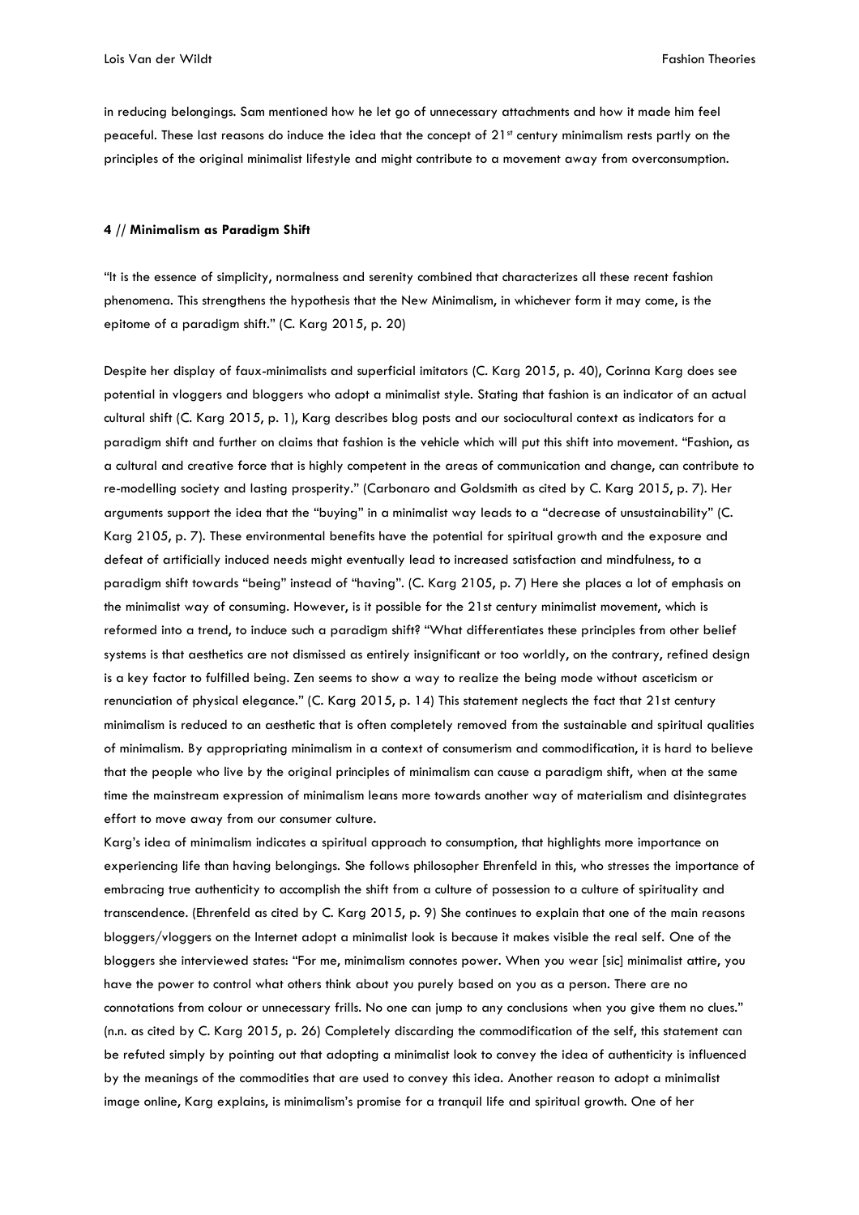in reducing belongings. Sam mentioned how he let go of unnecessary attachments and how it made him feel peaceful. These last reasons do induce the idea that the concept of 21st century minimalism rests partly on the principles of the original minimalist lifestyle and might contribute to a movement away from overconsumption.

**4 // Minimalism as Paradigm Shift**

"It is the essence of simplicity, normalness and serenity combined that characterizes all these recent fashion phenomena. This strengthens the hypothesis that the New Minimalism, in whichever form it may come, is the epitome of a paradigm shift." (C. Karg 2015, p. 20)

Despite her display of faux-minimalists and superficial imitators (C. Karg 2015, p. 40), Corinna Karg does see potential in vloggers and bloggers who adopt a minimalist style. Stating that fashion is an indicator of an actual cultural shift (C. Karg 2015, p. 1), Karg describes blog posts and our sociocultural context as indicators for a paradigm shift and further on claims that fashion is the vehicle which will put this shift into movement. "Fashion, as a cultural and creative force that is highly competent in the areas of communication and change, can contribute to re-modelling society and lasting prosperity." (Carbonaro and Goldsmith as cited by C. Karg 2015, p. 7). Her arguments support the idea that the "buying" in a minimalist way leads to a "decrease of unsustainability" (C. Karg 2105, p. 7). These environmental benefits have the potential for spiritual growth and the exposure and defeat of artificially induced needs might eventually lead to increased satisfaction and mindfulness, to a paradigm shift towards "being" instead of "having". (C. Karg 2105, p. 7) Here she places a lot of emphasis on the minimalist way of consuming. However, is it possible for the 21st century minimalist movement, which is reformed into a trend, to induce such a paradigm shift? "What differentiates these principles from other belief systems is that aesthetics are not dismissed as entirely insignificant or too worldly, on the contrary, refined design is a key factor to fulfilled being. Zen seems to show a way to realize the being mode without asceticism or renunciation of physical elegance." (C. Karg 2015, p. 14) This statement neglects the fact that 21st century minimalism is reduced to an aesthetic that is often completely removed from the sustainable and spiritual qualities of minimalism. By appropriating minimalism in a context of consumerism and commodification, it is hard to believe that the people who live by the original principles of minimalism can cause a paradigm shift, when at the same time the mainstream expression of minimalism leans more towards another way of materialism and disintegrates effort to move away from our consumer culture.

Karg's idea of minimalism indicates a spiritual approach to consumption, that highlights more importance on experiencing life than having belongings. She follows philosopher Ehrenfeld in this, who stresses the importance of embracing true authenticity to accomplish the shift from a culture of possession to a culture of spirituality and transcendence. (Ehrenfeld as cited by C. Karg 2015, p. 9) She continues to explain that one of the main reasons bloggers/vloggers on the Internet adopt a minimalist look is because it makes visible the real self. One of the bloggers she interviewed states: "For me, minimalism connotes power. When you wear [sic] minimalist attire, you have the power to control what others think about you purely based on you as a person. There are no connotations from colour or unnecessary frills. No one can jump to any conclusions when you give them no clues." (n.n. as cited by C. Karg 2015, p. 26) Completely discarding the commodification of the self, this statement can be refuted simply by pointing out that adopting a minimalist look to convey the idea of authenticity is influenced by the meanings of the commodities that are used to convey this idea. Another reason to adopt a minimalist image online, Karg explains, is minimalism's promise for a tranquil life and spiritual growth. One of her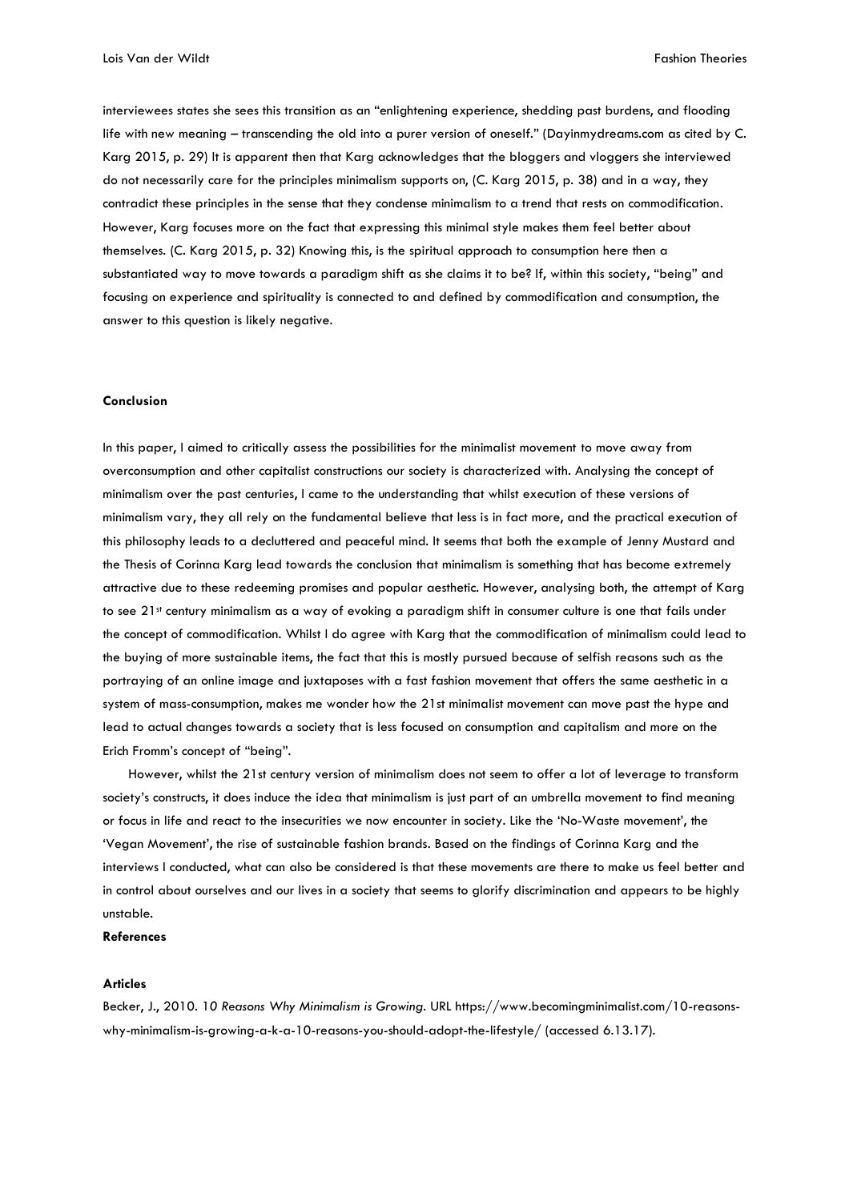interviewees states she sees this transition as an "enlightening experience, shedding past burdens, and flooding life with new meaning – transcending the old into a purer version of oneself." (Dayinmydreams.com as cited by C. Karg 2015, p. 29) It is apparent then that Karg acknowledges that the bloggers and vloggers she interviewed do not necessarily care for the principles minimalism supports on, (C. Karg 2015, p. 38) and in a way, they contradict these principles in the sense that they condense minimalism to a trend that rests on commodification. However, Karg focuses more on the fact that expressing this minimal style makes them feel better about themselves. (C. Karg 2015, p. 32) Knowing this, is the spiritual approach to consumption here then a substantiated way to move towards a paradigm shift as she claims it to be? If, within this society, "being" and focusing on experience and spirituality is connected to and defined by commodification and consumption, the answer to this question is likely negative.

**Conclusion**

In this paper, I aimed to critically assess the possibilities for the minimalist movement to move away from overconsumption and other capitalist constructions our society is characterized with. Analysing the concept of minimalism over the past centuries, I came to the understanding that whilst execution of these versions of minimalism vary, they all rely on the fundamental believe that less is in fact more, and the practical execution of this philosophy leads to a decluttered and peaceful mind. It seems that both the example of Jenny Mustard and the Thesis of Corinna Karg lead towards the conclusion that minimalism is something that has become extremely attractive due to these redeeming promises and popular aesthetic. However, analysing both, the attempt of Karg to see 21st century minimalism as a way of evoking a paradigm shift in consumer culture is one that fails under the concept of commodification. Whilst I do agree with Karg that the commodification of minimalism could lead to the buying of more sustainable items, the fact that this is mostly pursued because of selfish reasons such as the portraying of an online image and juxtaposes with a fast fashion movement that offers the same aesthetic in a system of mass-consumption, makes me wonder how the 21st minimalist movement can move past the hype and lead to actual changes towards a society that is less focused on consumption and capitalism and more on the Erich Fromm's concept of "being".

However, whilst the 21st century version of minimalism does not seem to offer a lot of leverage to transform society's constructs, it does induce the idea that minimalism is just part of an umbrella movement to find meaning or focus in life and react to the insecurities we now encounter in society. Like the 'No-Waste movement', the 'Vegan Movement', the rise of sustainable fashion brands. Based on the findings of Corinna Karg and the interviews I conducted, what can also be considered is that these movements are there to make us feel better and in control about ourselves and our lives in a society that seems to glorify discrimination and appears to be highly unstable.

**References**

**Articles**

Becker, J., 2010. *10 Reasons Why Minimalism is Growing*. URL https://www.becomingminimalist.com/10-reasons-why-minimalism-is-growing-a-k-a-10-reasons-you-should-adopt-the-lifestyle/ (accessed 6.13.17).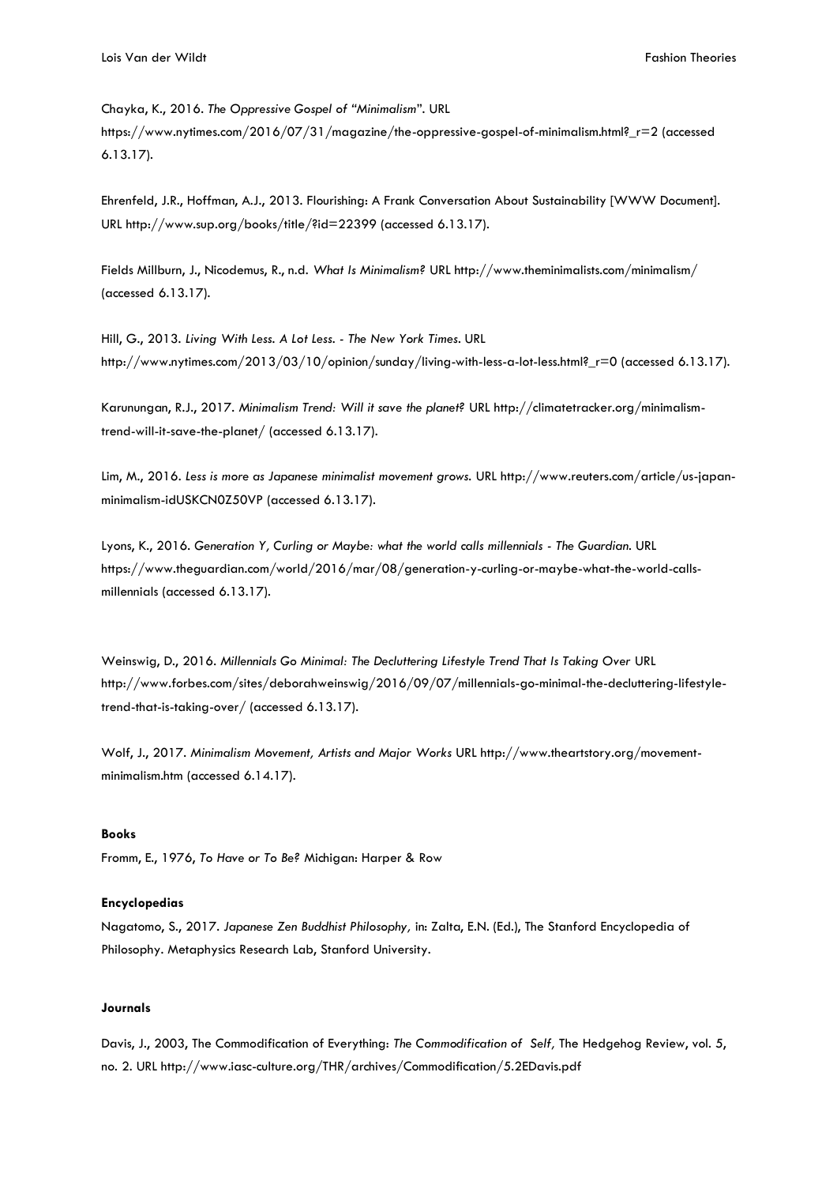Chayka, K., 2016. *The Oppressive Gospel of "Minimalism"*. URL https://www.nytimes.com/2016/07/31/magazine/the-oppressive-gospel-of-minimalism.html?_r=2 (accessed 6.13.17).

Ehrenfeld, J.R., Hoffman, A.J., 2013. Flourishing: A Frank Conversation About Sustainability [WWW Document]. URL http://www.sup.org/books/title/?id=22399 (accessed 6.13.17).

Fields Millburn, J., Nicodemus, R., n.d. *What Is Minimalism?* URL http://www.theminimalists.com/minimalism/ (accessed 6.13.17).

Hill, G., 2013. *Living With Less. A Lot Less. - The New York Times*. URL http://www.nytimes.com/2013/03/10/opinion/sunday/living-with-less-a-lot-less.html?_r=0 (accessed 6.13.17).

Karunungan, R.J., 2017. *Minimalism Trend: Will it save the planet?* URL http://climatetracker.org/minimalism-trend-will-it-save-the-planet/ (accessed 6.13.17).

Lim, M., 2016. *Less is more as Japanese minimalist movement grows.* URL http://www.reuters.com/article/us-japan-minimalism-idUSKCN0Z50VP (accessed 6.13.17).

Lyons, K., 2016. *Generation Y, Curling or Maybe: what the world calls millennials - The Guardian.* URL https://www.theguardian.com/world/2016/mar/08/generation-y-curling-or-maybe-what-the-world-calls-millennials (accessed 6.13.17).

Weinswig, D., 2016. *Millennials Go Minimal: The Decluttering Lifestyle Trend That Is Taking Over* URL http://www.forbes.com/sites/deborahweinswig/2016/09/07/millennials-go-minimal-the-decluttering-lifestyle-trend-that-is-taking-over/ (accessed 6.13.17).

Wolf, J., 2017. *Minimalism Movement, Artists and Major Works* URL http://www.theartstory.org/movement-minimalism.htm (accessed 6.14.17).

**Books**

Fromm, E., 1976, *To Have or To Be?* Michigan: Harper & Row

**Encyclopedias**

Nagatomo, S., 2017. *Japanese Zen Buddhist Philosophy,* in: Zalta, E.N. (Ed.), The Stanford Encyclopedia of Philosophy. Metaphysics Research Lab, Stanford University.

**Journals**

Davis, J., 2003, The Commodification of Everything: *The Commodification of Self,* The Hedgehog Review, vol. 5, no. 2. URL http://www.iasc-culture.org/THR/archives/Commodification/5.2EDavis.pdf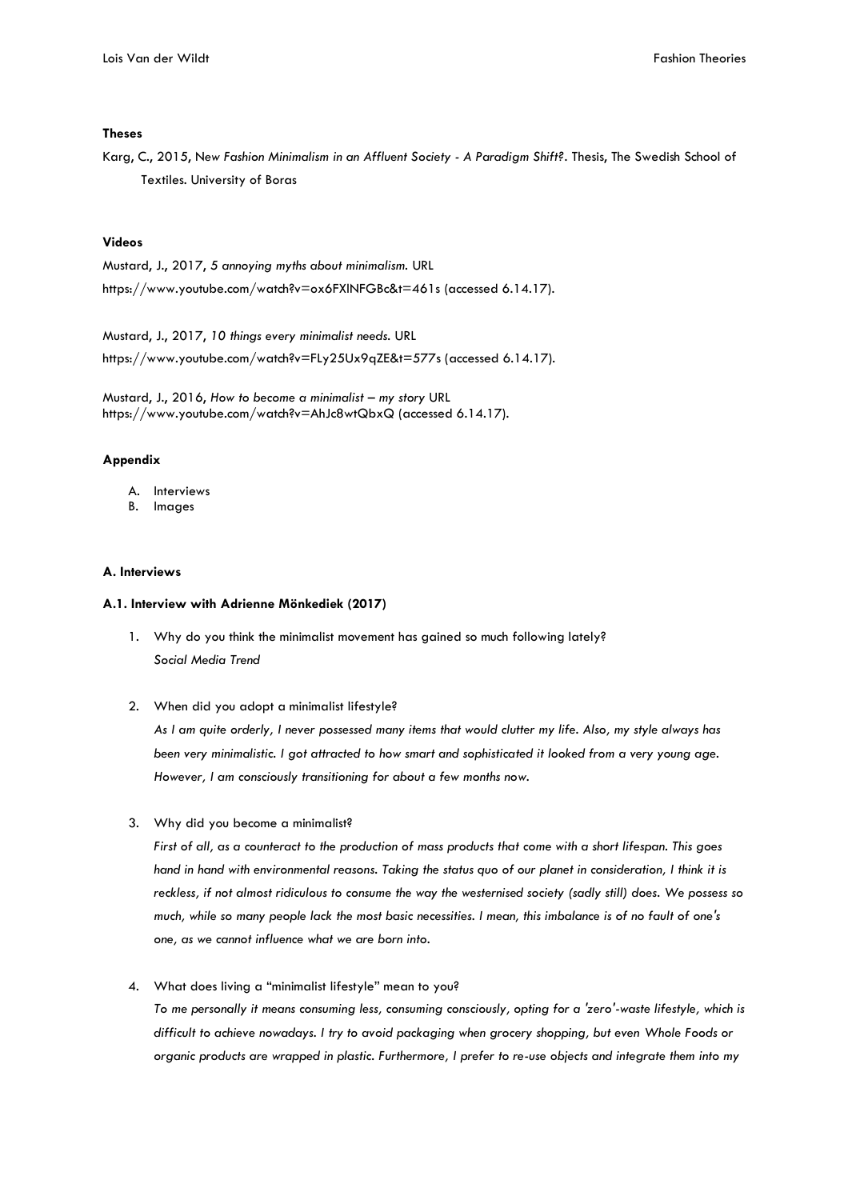**Theses**

Karg, C., 2015, *New Fashion Minimalism in an Affluent Society - A Paradigm Shift?*. Thesis, The Swedish School of Textiles. University of Boras

**Videos**

Mustard, J., 2017, *5 annoying myths about minimalism.* URL https://www.youtube.com/watch?v=ox6FXINFGBc&t=461s (accessed 6.14.17).

Mustard, J., 2017, *10 things every minimalist needs.* URL https://www.youtube.com/watch?v=FLy25Ux9qZE&t=577s (accessed 6.14.17).

Mustard, J., 2016, *How to become a minimalist – my story* URL https://www.youtube.com/watch?v=AhJc8wtQbxQ (accessed 6.14.17).

**Appendix**

A. Interviews
B. Images

**A. Interviews**

**A.1. Interview with Adrienne Mönkediek (2017)**

1. Why do you think the minimalist movement has gained so much following lately?
   *Social Media Trend*

2. When did you adopt a minimalist lifestyle?
   *As I am quite orderly, I never possessed many items that would clutter my life. Also, my style always has been very minimalistic. I got attracted to how smart and sophisticated it looked from a very young age. However, I am consciously transitioning for about a few months now.*

3. Why did you become a minimalist?
   *First of all, as a counteract to the production of mass products that come with a short lifespan. This goes hand in hand with environmental reasons. Taking the status quo of our planet in consideration, I think it is reckless, if not almost ridiculous to consume the way the westernised society (sadly still) does. We possess so much, while so many people lack the most basic necessities. I mean, this imbalance is of no fault of one's one, as we cannot influence what we are born into.*

4. What does living a "minimalist lifestyle" mean to you?
   *To me personally it means consuming less, consuming consciously, opting for a 'zero'-waste lifestyle, which is difficult to achieve nowadays. I try to avoid packaging when grocery shopping, but even Whole Foods or organic products are wrapped in plastic. Furthermore, I prefer to re-use objects and integrate them into my*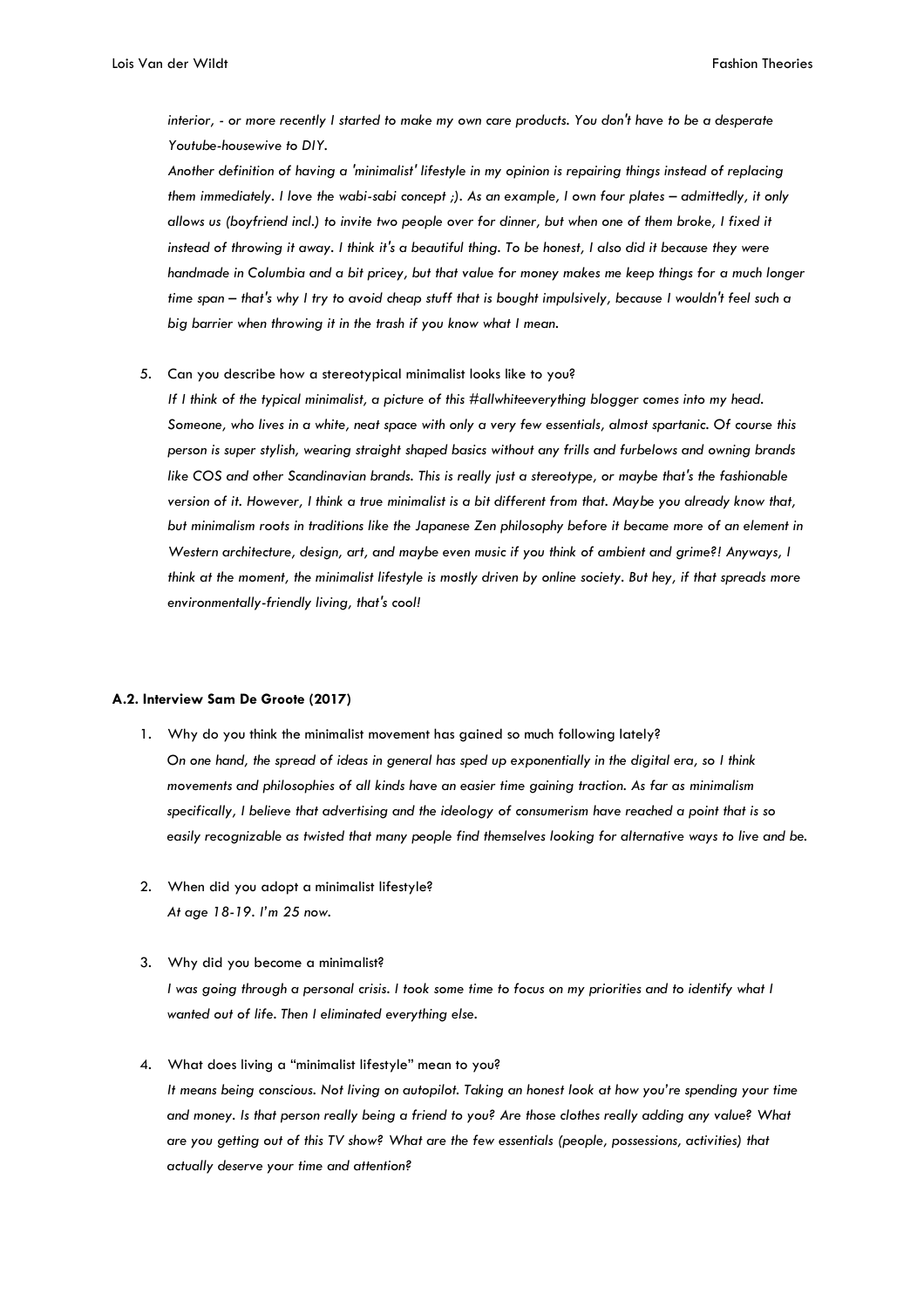*interior, - or more recently I started to make my own care products. You don't have to be a desperate Youtube-housewive to DIY.*
*Another definition of having a 'minimalist' lifestyle in my opinion is repairing things instead of replacing them immediately. I love the wabi-sabi concept ;). As an example, I own four plates – admittedly, it only allows us (boyfriend incl.) to invite two people over for dinner, but when one of them broke, I fixed it instead of throwing it away. I think it's a beautiful thing. To be honest, I also did it because they were handmade in Columbia and a bit pricey, but that value for money makes me keep things for a much longer time span – that's why I try to avoid cheap stuff that is bought impulsively, because I wouldn't feel such a big barrier when throwing it in the trash if you know what I mean.*

5. Can you describe how a stereotypical minimalist looks like to you?
   *If I think of the typical minimalist, a picture of this #allwhiteeverything blogger comes into my head. Someone, who lives in a white, neat space with only a very few essentials, almost spartanic. Of course this person is super stylish, wearing straight shaped basics without any frills and furbelows and owning brands like COS and other Scandinavian brands. This is really just a stereotype, or maybe that's the fashionable version of it. However, I think a true minimalist is a bit different from that. Maybe you already know that, but minimalism roots in traditions like the Japanese Zen philosophy before it became more of an element in Western architecture, design, art, and maybe even music if you think of ambient and grime?! Anyways, I think at the moment, the minimalist lifestyle is mostly driven by online society. But hey, if that spreads more environmentally-friendly living, that's cool!*

#### A.2. Interview Sam De Groote (2017)

1. Why do you think the minimalist movement has gained so much following lately?
   *On one hand, the spread of ideas in general has sped up exponentially in the digital era, so I think movements and philosophies of all kinds have an easier time gaining traction. As far as minimalism specifically, I believe that advertising and the ideology of consumerism have reached a point that is so easily recognizable as twisted that many people find themselves looking for alternative ways to live and be.*

2. When did you adopt a minimalist lifestyle?
   *At age 18-19. I'm 25 now.*

3. Why did you become a minimalist?
   *I was going through a personal crisis. I took some time to focus on my priorities and to identify what I wanted out of life. Then I eliminated everything else.*

4. What does living a "minimalist lifestyle" mean to you?
   *It means being conscious. Not living on autopilot. Taking an honest look at how you're spending your time and money. Is that person really being a friend to you? Are those clothes really adding any value? What are you getting out of this TV show? What are the few essentials (people, possessions, activities) that actually deserve your time and attention?*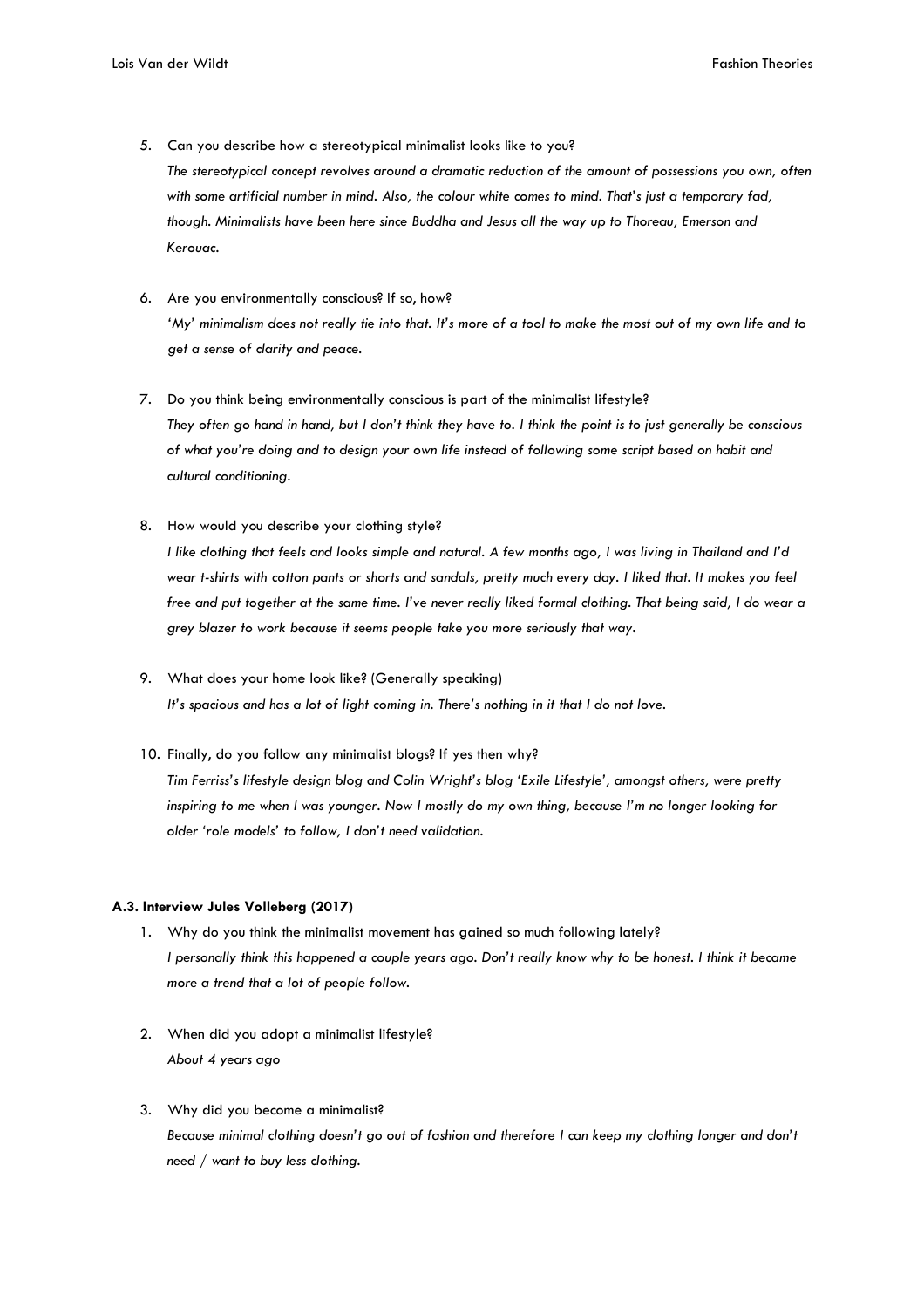5. Can you describe how a stereotypical minimalist looks like to you?
   *The stereotypical concept revolves around a dramatic reduction of the amount of possessions you own, often with some artificial number in mind. Also, the colour white comes to mind. That's just a temporary fad, though. Minimalists have been here since Buddha and Jesus all the way up to Thoreau, Emerson and Kerouac.*

6. Are you environmentally conscious? If so, how?
   *'My' minimalism does not really tie into that. It's more of a tool to make the most out of my own life and to get a sense of clarity and peace.*

7. Do you think being environmentally conscious is part of the minimalist lifestyle?
   *They often go hand in hand, but I don't think they have to. I think the point is to just generally be conscious of what you're doing and to design your own life instead of following some script based on habit and cultural conditioning.*

8. How would you describe your clothing style?
   *I like clothing that feels and looks simple and natural. A few months ago, I was living in Thailand and I'd wear t-shirts with cotton pants or shorts and sandals, pretty much every day. I liked that. It makes you feel free and put together at the same time. I've never really liked formal clothing. That being said, I do wear a grey blazer to work because it seems people take you more seriously that way.*

9. What does your home look like? (Generally speaking)
   *It's spacious and has a lot of light coming in. There's nothing in it that I do not love.*

10. Finally, do you follow any minimalist blogs? If yes then why?
    *Tim Ferriss's lifestyle design blog and Colin Wright's blog 'Exile Lifestyle', amongst others, were pretty inspiring to me when I was younger. Now I mostly do my own thing, because I'm no longer looking for older 'role models' to follow, I don't need validation.*

**A.3. Interview Jules Volleberg (2017)**

1. Why do you think the minimalist movement has gained so much following lately?
   *I personally think this happened a couple years ago. Don't really know why to be honest. I think it became more a trend that a lot of people follow.*

2. When did you adopt a minimalist lifestyle?
   *About 4 years ago*

3. Why did you become a minimalist?
   *Because minimal clothing doesn't go out of fashion and therefore I can keep my clothing longer and don't need / want to buy less clothing.*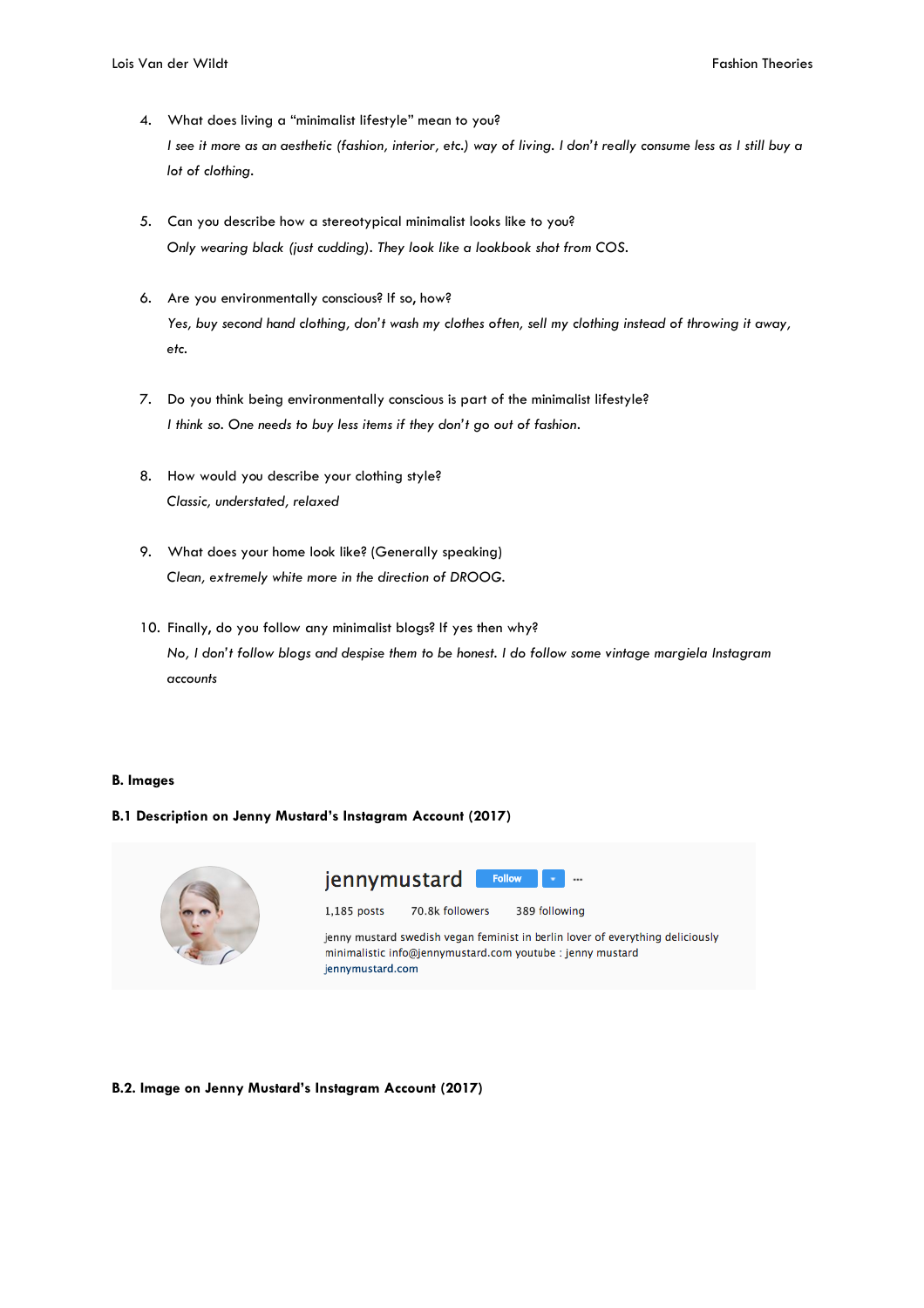4. What does living a "minimalist lifestyle" mean to you?

   *I see it more as an aesthetic (fashion, interior, etc.) way of living. I don't really consume less as I still buy a lot of clothing.*

5. Can you describe how a stereotypical minimalist looks like to you?

   *Only wearing black (just cudding). They look like a lookbook shot from COS.*

6. Are you environmentally conscious? If so, how?

   *Yes, buy second hand clothing, don't wash my clothes often, sell my clothing instead of throwing it away, etc.*

7. Do you think being environmentally conscious is part of the minimalist lifestyle?

   *I think so. One needs to buy less items if they don't go out of fashion.*

8. How would you describe your clothing style?

   *Classic, understated, relaxed*

9. What does your home look like? (Generally speaking)

   *Clean, extremely white more in the direction of DROOG.*

10. Finally, do you follow any minimalist blogs? If yes then why?

    *No, I don't follow blogs and despise them to be honest. I do follow some vintage margiela Instagram accounts*

**B. Images**

**B.1 Description on Jenny Mustard's Instagram Account (2017)**

jennymustard Follow

1,185 posts 70.8k followers 389 following

jenny mustard swedish vegan feminist in berlin lover of everything deliciously minimalistic info@jennymustard.com youtube : jenny mustard
jennymustard.com

**B.2. Image on Jenny Mustard's Instagram Account (2017)**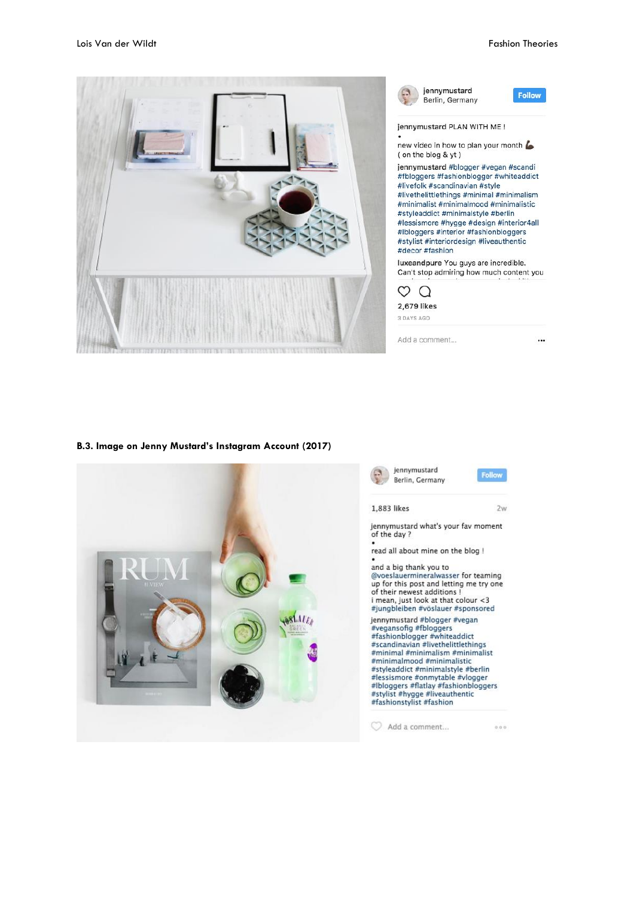jennymustard
Berlin, Germany

Follow

jennymustard PLAN WITH ME !

•

new video in how to plan your month 💪🏿
( on the blog & yt )

jennymustard #blogger #vegan #scandi #fbloggers #fashionblogger #whiteaddict #livefolk #scandinavian #style #livethelittlethings #minimal #minimalism #minimalist #minimalmood #minimalistic #styleaddict #minimalstyle #berlin #lessismore #hygge #design #interior4all #lbloggers #interior #fashionbloggers #stylist #interiordesign #liveauthentic #decor #fashion

luxeandpure You guys are incredible. Can't stop admiring how much content you

2,679 likes

3 DAYS AGO

Add a comment...

**B.3. Image on Jenny Mustard's Instagram Account (2017)**

jennymustard
Berlin, Germany

Follow

1,883 likes

2w

jennymustard what's your fav moment of the day ?

•

read all about mine on the blog !

•

and a big thank you to @voeslauermineralwasser for teaming up for this post and letting me try one of their newest additions !
i mean, just look at that colour <3
#jungbleiben #vöslauer #sponsored

jennymustard #blogger #vegan #vegansofig #fbloggers #fashionblogger #whiteaddict #scandinavian #livethelittlethings #minimal #minimalism #minimalist #minimalmood #minimalistic #styleaddict #minimalstyle #berlin #lessismore #onmytable #vlogger #lbloggers #flatlay #fashionbloggers #stylist #hygge #liveauthentic #fashionstylist #fashion

Add a comment...